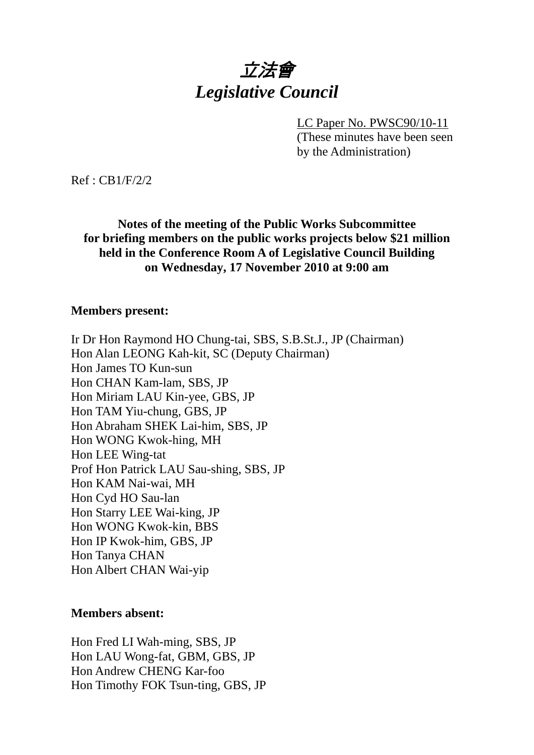# 立法會
# *Legislative Council*

LC Paper No. PWSC90/10-11
(These minutes have been seen by the Administration)

Ref : CB1/F/2/2

**Notes of the meeting of the Public Works Subcommittee for briefing members on the public works projects below $21 million held in the Conference Room A of Legislative Council Building on Wednesday, 17 November 2010 at 9:00 am**

**Members present:**

Ir Dr Hon Raymond HO Chung-tai, SBS, S.B.St.J., JP (Chairman)
Hon Alan LEONG Kah-kit, SC (Deputy Chairman)
Hon James TO Kun-sun
Hon CHAN Kam-lam, SBS, JP
Hon Miriam LAU Kin-yee, GBS, JP
Hon TAM Yiu-chung, GBS, JP
Hon Abraham SHEK Lai-him, SBS, JP
Hon WONG Kwok-hing, MH
Hon LEE Wing-tat
Prof Hon Patrick LAU Sau-shing, SBS, JP
Hon KAM Nai-wai, MH
Hon Cyd HO Sau-lan
Hon Starry LEE Wai-king, JP
Hon WONG Kwok-kin, BBS
Hon IP Kwok-him, GBS, JP
Hon Tanya CHAN
Hon Albert CHAN Wai-yip

**Members absent:**

Hon Fred LI Wah-ming, SBS, JP
Hon LAU Wong-fat, GBM, GBS, JP
Hon Andrew CHENG Kar-foo
Hon Timothy FOK Tsun-ting, GBS, JP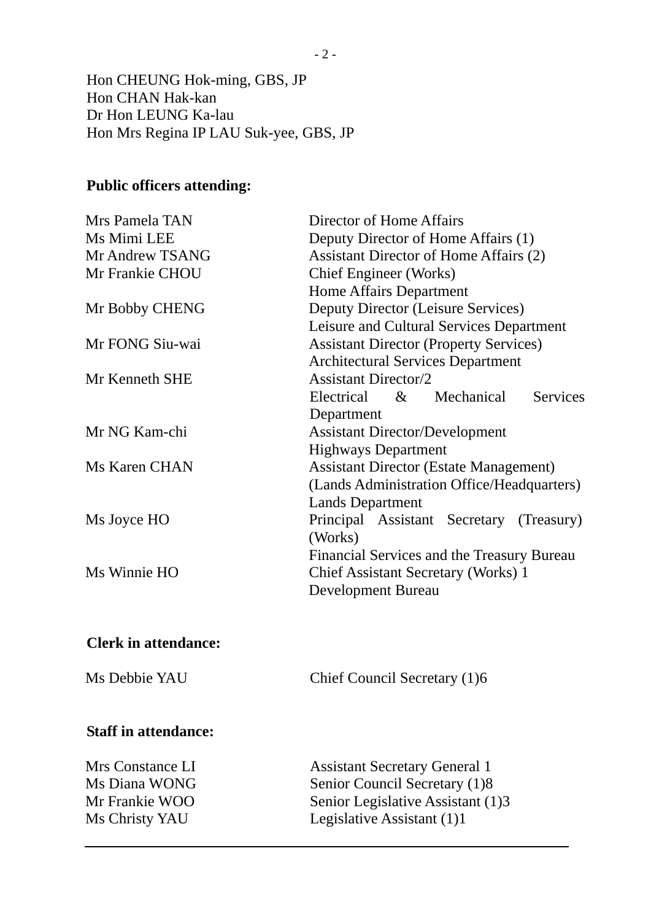Hon CHEUNG Hok-ming, GBS, JP
Hon CHAN Hak-kan
Dr Hon LEUNG Ka-lau
Hon Mrs Regina IP LAU Suk-yee, GBS, JP

**Public officers attending:**

| | |
|---|---|
| Mrs Pamela TAN | Director of Home Affairs |
| Ms Mimi LEE | Deputy Director of Home Affairs (1) |
| Mr Andrew TSANG | Assistant Director of Home Affairs (2) |
| Mr Frankie CHOU | Chief Engineer (Works)<br>Home Affairs Department |
| Mr Bobby CHENG | Deputy Director (Leisure Services)<br>Leisure and Cultural Services Department |
| Mr FONG Siu-wai | Assistant Director (Property Services)<br>Architectural Services Department |
| Mr Kenneth SHE | Assistant Director/2<br>Electrical & Mechanical Services Department |
| Mr NG Kam-chi | Assistant Director/Development<br>Highways Department |
| Ms Karen CHAN | Assistant Director (Estate Management)<br>(Lands Administration Office/Headquarters)<br>Lands Department |
| Ms Joyce HO | Principal Assistant Secretary (Treasury) (Works)<br>Financial Services and the Treasury Bureau |
| Ms Winnie HO | Chief Assistant Secretary (Works) 1<br>Development Bureau |

**Clerk in attendance:**

| | |
|---|---|
| Ms Debbie YAU | Chief Council Secretary (1)6 |

**Staff in attendance:**

| | |
|---|---|
| Mrs Constance LI | Assistant Secretary General 1 |
| Ms Diana WONG | Senior Council Secretary (1)8 |
| Mr Frankie WOO | Senior Legislative Assistant (1)3 |
| Ms Christy YAU | Legislative Assistant (1)1 |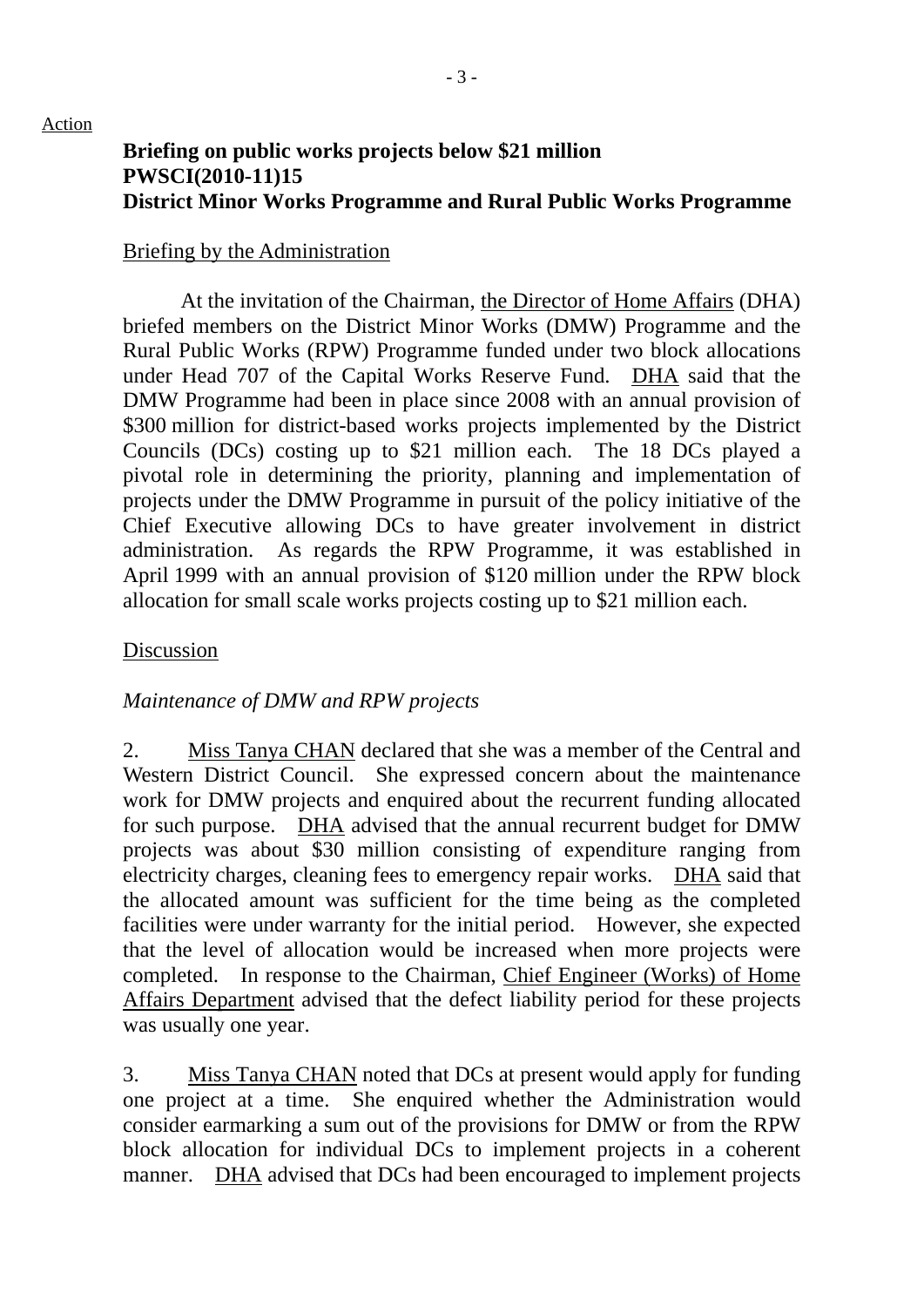Action

**Briefing on public works projects below $21 million**
**PWSCI(2010-11)15**
**District Minor Works Programme and Rural Public Works Programme**

Briefing by the Administration

At the invitation of the Chairman, the Director of Home Affairs (DHA) briefed members on the District Minor Works (DMW) Programme and the Rural Public Works (RPW) Programme funded under two block allocations under Head 707 of the Capital Works Reserve Fund. DHA said that the DMW Programme had been in place since 2008 with an annual provision of $300 million for district-based works projects implemented by the District Councils (DCs) costing up to $21 million each. The 18 DCs played a pivotal role in determining the priority, planning and implementation of projects under the DMW Programme in pursuit of the policy initiative of the Chief Executive allowing DCs to have greater involvement in district administration. As regards the RPW Programme, it was established in April 1999 with an annual provision of $120 million under the RPW block allocation for small scale works projects costing up to $21 million each.

Discussion

*Maintenance of DMW and RPW projects*

2. Miss Tanya CHAN declared that she was a member of the Central and Western District Council. She expressed concern about the maintenance work for DMW projects and enquired about the recurrent funding allocated for such purpose. DHA advised that the annual recurrent budget for DMW projects was about $30 million consisting of expenditure ranging from electricity charges, cleaning fees to emergency repair works. DHA said that the allocated amount was sufficient for the time being as the completed facilities were under warranty for the initial period. However, she expected that the level of allocation would be increased when more projects were completed. In response to the Chairman, Chief Engineer (Works) of Home Affairs Department advised that the defect liability period for these projects was usually one year.

3. Miss Tanya CHAN noted that DCs at present would apply for funding one project at a time. She enquired whether the Administration would consider earmarking a sum out of the provisions for DMW or from the RPW block allocation for individual DCs to implement projects in a coherent manner. DHA advised that DCs had been encouraged to implement projects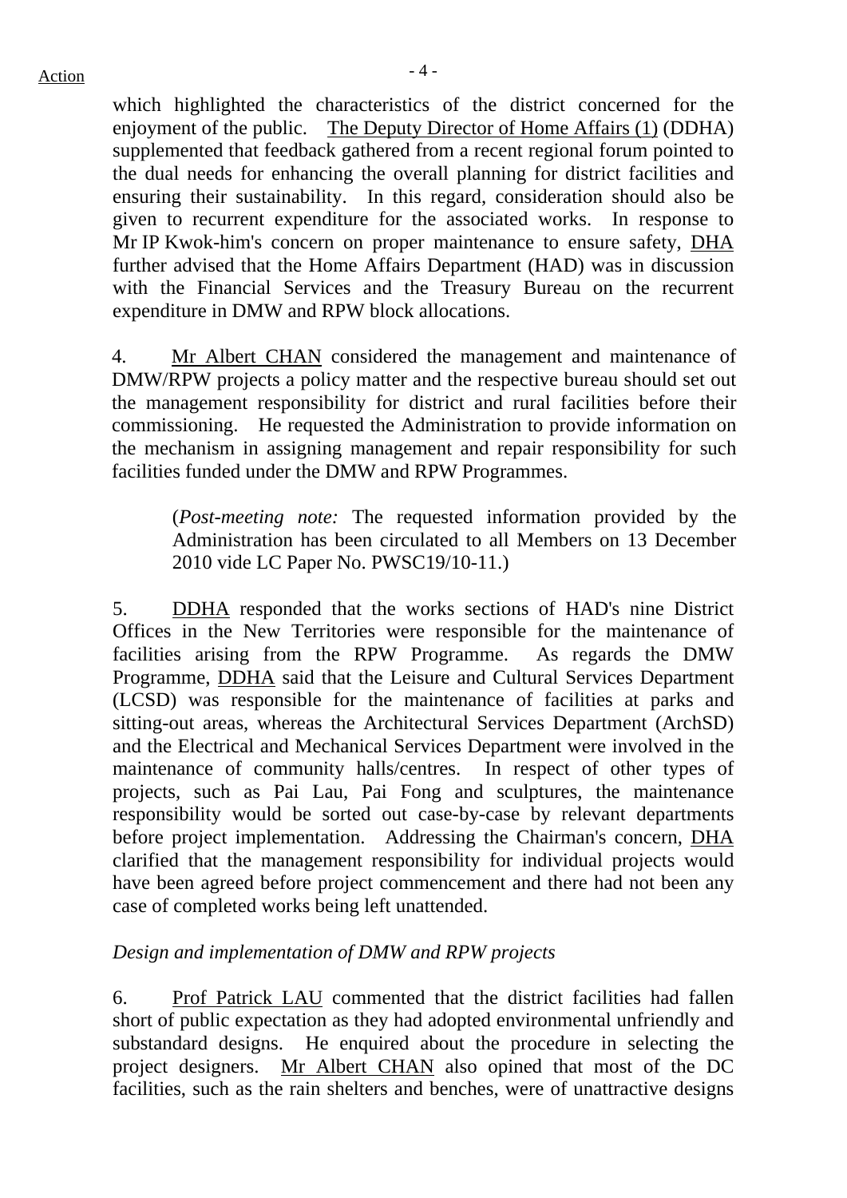which highlighted the characteristics of the district concerned for the enjoyment of the public. The Deputy Director of Home Affairs (1) (DDHA) supplemented that feedback gathered from a recent regional forum pointed to the dual needs for enhancing the overall planning for district facilities and ensuring their sustainability. In this regard, consideration should also be given to recurrent expenditure for the associated works. In response to Mr IP Kwok-him's concern on proper maintenance to ensure safety, DHA further advised that the Home Affairs Department (HAD) was in discussion with the Financial Services and the Treasury Bureau on the recurrent expenditure in DMW and RPW block allocations.

4. Mr Albert CHAN considered the management and maintenance of DMW/RPW projects a policy matter and the respective bureau should set out the management responsibility for district and rural facilities before their commissioning. He requested the Administration to provide information on the mechanism in assigning management and repair responsibility for such facilities funded under the DMW and RPW Programmes.

> (*Post-meeting note:* The requested information provided by the Administration has been circulated to all Members on 13 December 2010 vide LC Paper No. PWSC19/10-11.)

5. DDHA responded that the works sections of HAD's nine District Offices in the New Territories were responsible for the maintenance of facilities arising from the RPW Programme. As regards the DMW Programme, DDHA said that the Leisure and Cultural Services Department (LCSD) was responsible for the maintenance of facilities at parks and sitting-out areas, whereas the Architectural Services Department (ArchSD) and the Electrical and Mechanical Services Department were involved in the maintenance of community halls/centres. In respect of other types of projects, such as Pai Lau, Pai Fong and sculptures, the maintenance responsibility would be sorted out case-by-case by relevant departments before project implementation. Addressing the Chairman's concern, DHA clarified that the management responsibility for individual projects would have been agreed before project commencement and there had not been any case of completed works being left unattended.

*Design and implementation of DMW and RPW projects*

6. Prof Patrick LAU commented that the district facilities had fallen short of public expectation as they had adopted environmental unfriendly and substandard designs. He enquired about the procedure in selecting the project designers. Mr Albert CHAN also opined that most of the DC facilities, such as the rain shelters and benches, were of unattractive designs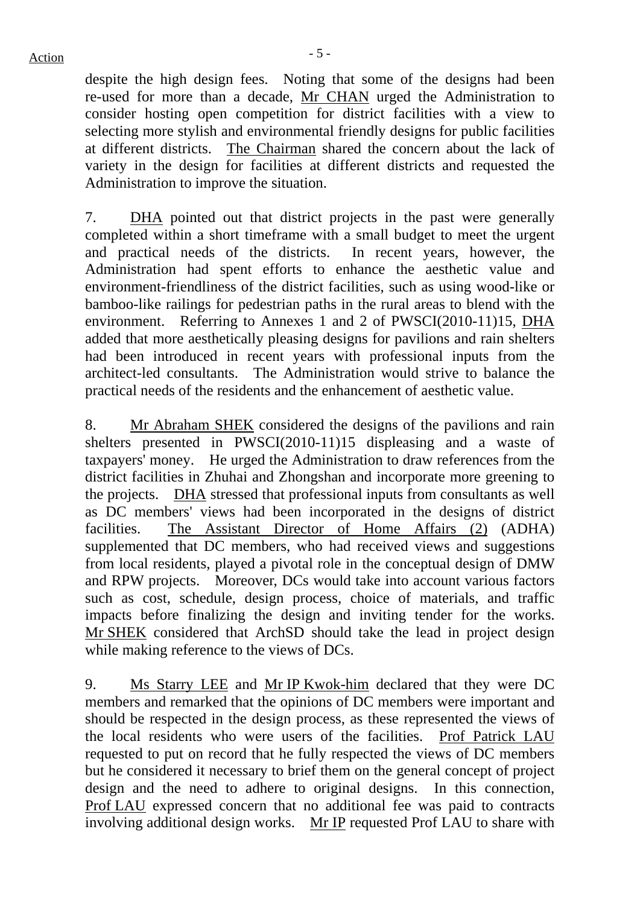despite the high design fees. Noting that some of the designs had been re-used for more than a decade, Mr CHAN urged the Administration to consider hosting open competition for district facilities with a view to selecting more stylish and environmental friendly designs for public facilities at different districts. The Chairman shared the concern about the lack of variety in the design for facilities at different districts and requested the Administration to improve the situation.

7. DHA pointed out that district projects in the past were generally completed within a short timeframe with a small budget to meet the urgent and practical needs of the districts. In recent years, however, the Administration had spent efforts to enhance the aesthetic value and environment-friendliness of the district facilities, such as using wood-like or bamboo-like railings for pedestrian paths in the rural areas to blend with the environment. Referring to Annexes 1 and 2 of PWSCI(2010-11)15, DHA added that more aesthetically pleasing designs for pavilions and rain shelters had been introduced in recent years with professional inputs from the architect-led consultants. The Administration would strive to balance the practical needs of the residents and the enhancement of aesthetic value.

8. Mr Abraham SHEK considered the designs of the pavilions and rain shelters presented in PWSCI(2010-11)15 displeasing and a waste of taxpayers' money. He urged the Administration to draw references from the district facilities in Zhuhai and Zhongshan and incorporate more greening to the projects. DHA stressed that professional inputs from consultants as well as DC members' views had been incorporated in the designs of district facilities. The Assistant Director of Home Affairs (2) (ADHA) supplemented that DC members, who had received views and suggestions from local residents, played a pivotal role in the conceptual design of DMW and RPW projects. Moreover, DCs would take into account various factors such as cost, schedule, design process, choice of materials, and traffic impacts before finalizing the design and inviting tender for the works. Mr SHEK considered that ArchSD should take the lead in project design while making reference to the views of DCs.

9. Ms Starry LEE and Mr IP Kwok-him declared that they were DC members and remarked that the opinions of DC members were important and should be respected in the design process, as these represented the views of the local residents who were users of the facilities. Prof Patrick LAU requested to put on record that he fully respected the views of DC members but he considered it necessary to brief them on the general concept of project design and the need to adhere to original designs. In this connection, Prof LAU expressed concern that no additional fee was paid to contracts involving additional design works. Mr IP requested Prof LAU to share with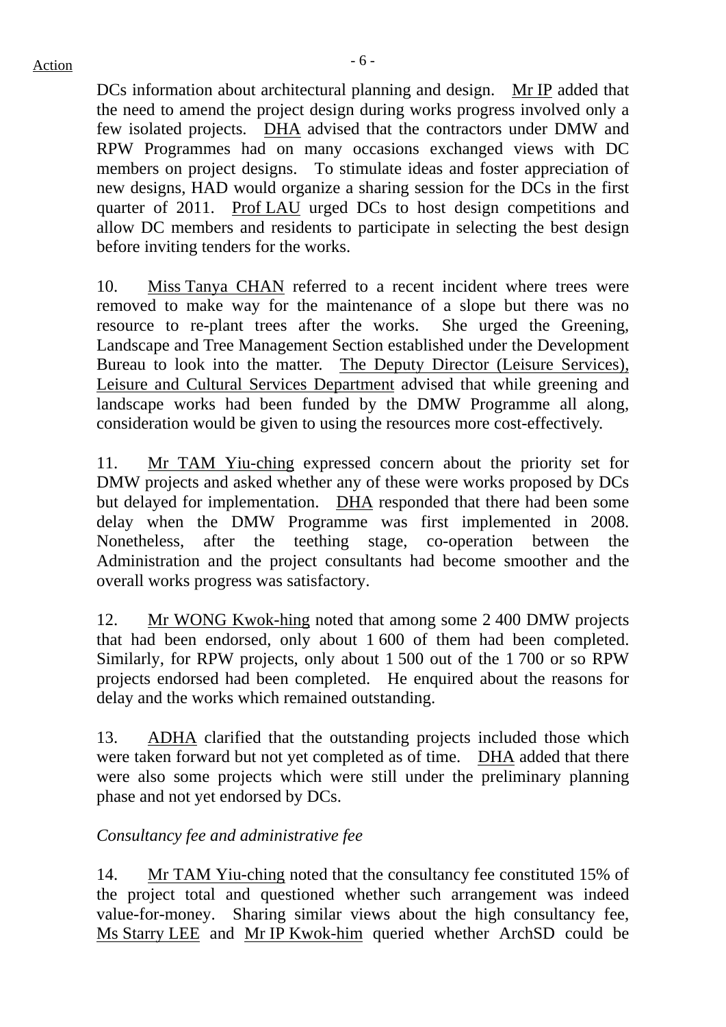DCs information about architectural planning and design. Mr IP added that the need to amend the project design during works progress involved only a few isolated projects. DHA advised that the contractors under DMW and RPW Programmes had on many occasions exchanged views with DC members on project designs. To stimulate ideas and foster appreciation of new designs, HAD would organize a sharing session for the DCs in the first quarter of 2011. Prof LAU urged DCs to host design competitions and allow DC members and residents to participate in selecting the best design before inviting tenders for the works.

10. Miss Tanya CHAN referred to a recent incident where trees were removed to make way for the maintenance of a slope but there was no resource to re-plant trees after the works. She urged the Greening, Landscape and Tree Management Section established under the Development Bureau to look into the matter. The Deputy Director (Leisure Services), Leisure and Cultural Services Department advised that while greening and landscape works had been funded by the DMW Programme all along, consideration would be given to using the resources more cost-effectively.

11. Mr TAM Yiu-ching expressed concern about the priority set for DMW projects and asked whether any of these were works proposed by DCs but delayed for implementation. DHA responded that there had been some delay when the DMW Programme was first implemented in 2008. Nonetheless, after the teething stage, co-operation between the Administration and the project consultants had become smoother and the overall works progress was satisfactory.

12. Mr WONG Kwok-hing noted that among some 2 400 DMW projects that had been endorsed, only about 1 600 of them had been completed. Similarly, for RPW projects, only about 1 500 out of the 1 700 or so RPW projects endorsed had been completed. He enquired about the reasons for delay and the works which remained outstanding.

13. ADHA clarified that the outstanding projects included those which were taken forward but not yet completed as of time. DHA added that there were also some projects which were still under the preliminary planning phase and not yet endorsed by DCs.

*Consultancy fee and administrative fee*

14. Mr TAM Yiu-ching noted that the consultancy fee constituted 15% of the project total and questioned whether such arrangement was indeed value-for-money. Sharing similar views about the high consultancy fee, Ms Starry LEE and Mr IP Kwok-him queried whether ArchSD could be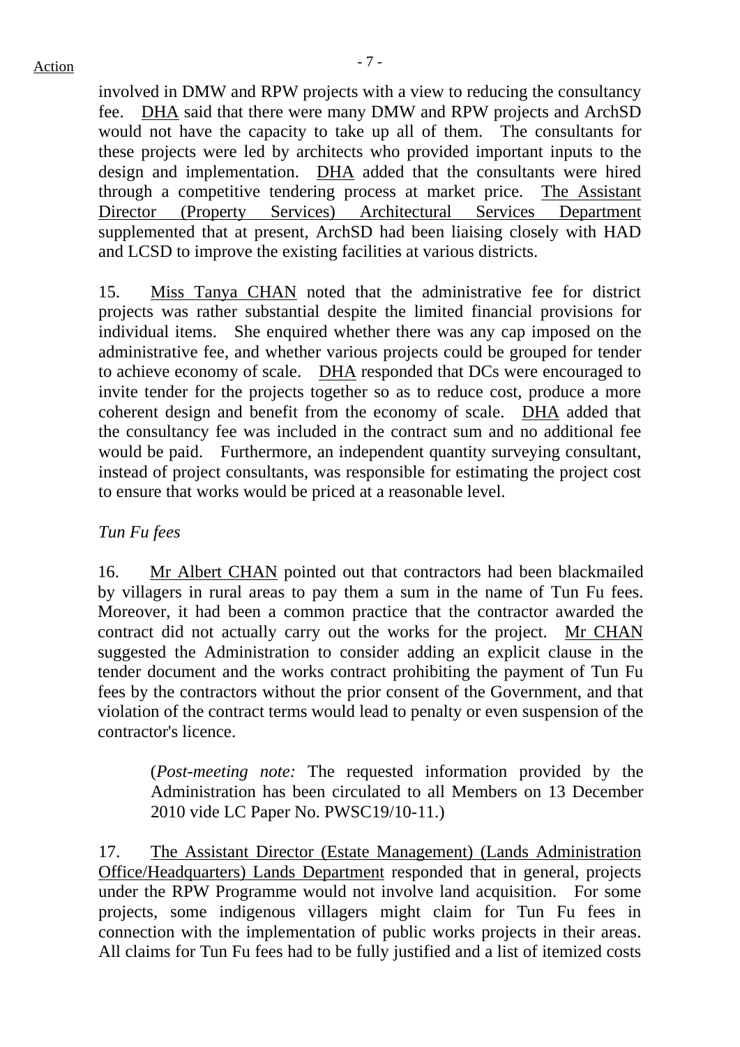involved in DMW and RPW projects with a view to reducing the consultancy fee. DHA said that there were many DMW and RPW projects and ArchSD would not have the capacity to take up all of them. The consultants for these projects were led by architects who provided important inputs to the design and implementation. DHA added that the consultants were hired through a competitive tendering process at market price. The Assistant Director (Property Services) Architectural Services Department supplemented that at present, ArchSD had been liaising closely with HAD and LCSD to improve the existing facilities at various districts.

15. Miss Tanya CHAN noted that the administrative fee for district projects was rather substantial despite the limited financial provisions for individual items. She enquired whether there was any cap imposed on the administrative fee, and whether various projects could be grouped for tender to achieve economy of scale. DHA responded that DCs were encouraged to invite tender for the projects together so as to reduce cost, produce a more coherent design and benefit from the economy of scale. DHA added that the consultancy fee was included in the contract sum and no additional fee would be paid. Furthermore, an independent quantity surveying consultant, instead of project consultants, was responsible for estimating the project cost to ensure that works would be priced at a reasonable level.

*Tun Fu fees*

16. Mr Albert CHAN pointed out that contractors had been blackmailed by villagers in rural areas to pay them a sum in the name of Tun Fu fees. Moreover, it had been a common practice that the contractor awarded the contract did not actually carry out the works for the project. Mr CHAN suggested the Administration to consider adding an explicit clause in the tender document and the works contract prohibiting the payment of Tun Fu fees by the contractors without the prior consent of the Government, and that violation of the contract terms would lead to penalty or even suspension of the contractor's licence.

> (*Post-meeting note:* The requested information provided by the Administration has been circulated to all Members on 13 December 2010 vide LC Paper No. PWSC19/10-11.)

17. The Assistant Director (Estate Management) (Lands Administration Office/Headquarters) Lands Department responded that in general, projects under the RPW Programme would not involve land acquisition. For some projects, some indigenous villagers might claim for Tun Fu fees in connection with the implementation of public works projects in their areas. All claims for Tun Fu fees had to be fully justified and a list of itemized costs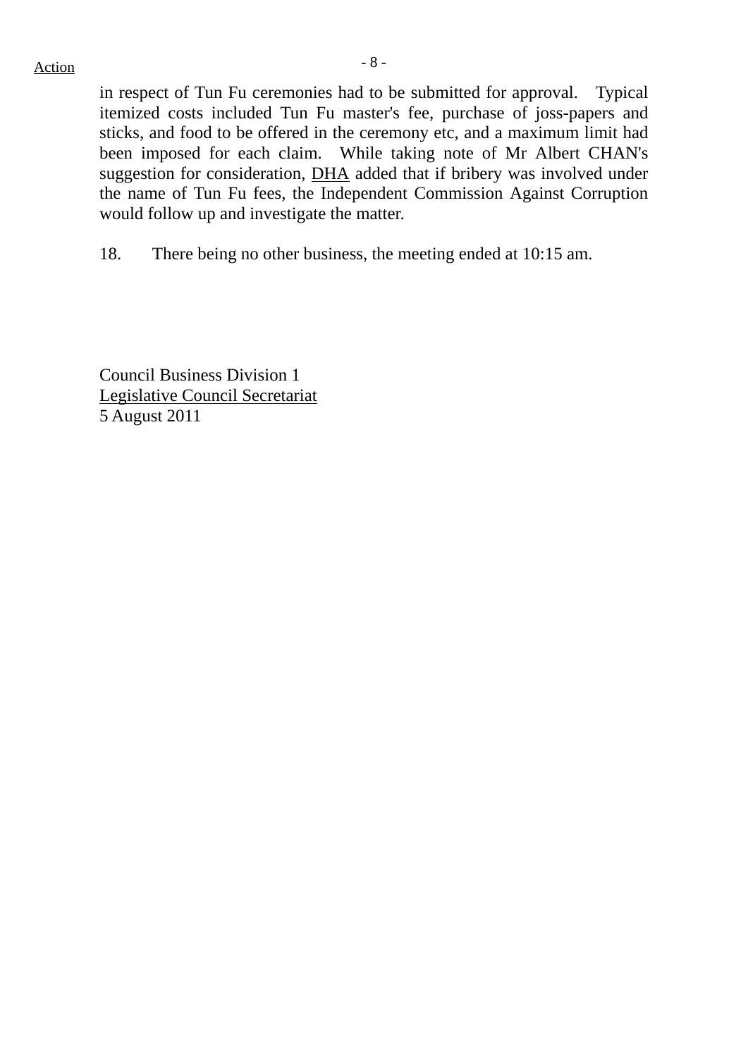Action

in respect of Tun Fu ceremonies had to be submitted for approval. Typical itemized costs included Tun Fu master's fee, purchase of joss-papers and sticks, and food to be offered in the ceremony etc, and a maximum limit had been imposed for each claim. While taking note of Mr Albert CHAN's suggestion for consideration, DHA added that if bribery was involved under the name of Tun Fu fees, the Independent Commission Against Corruption would follow up and investigate the matter.

18. There being no other business, the meeting ended at 10:15 am.

Council Business Division 1
Legislative Council Secretariat
5 August 2011